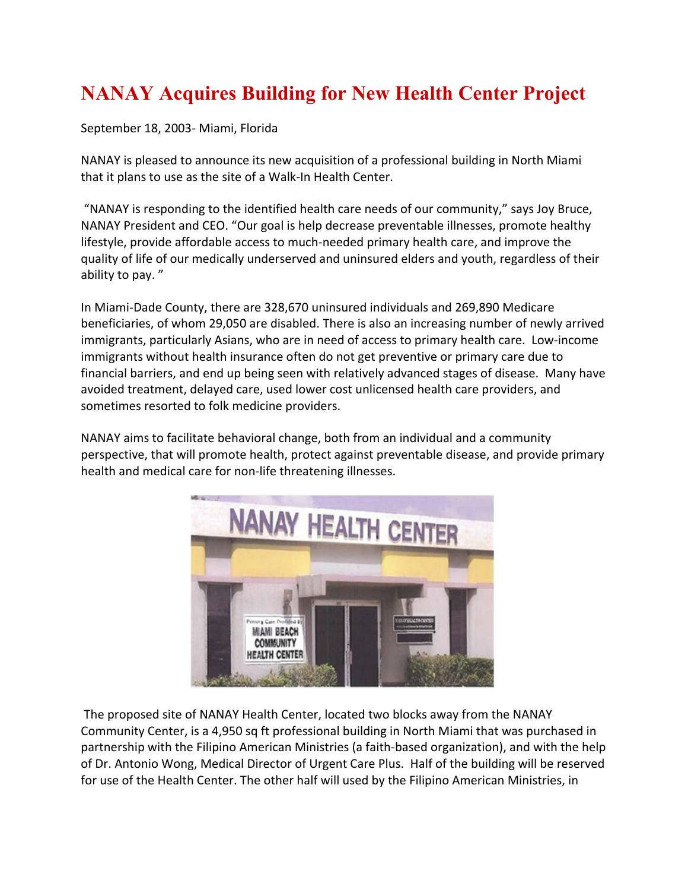# NANAY Acquires Building for New Health Center Project

September 18, 2003- Miami, Florida

NANAY is pleased to announce its new acquisition of a professional building in North Miami that it plans to use as the site of a Walk-In Health Center.

"NANAY is responding to the identified health care needs of our community," says Joy Bruce, NANAY President and CEO. "Our goal is help decrease preventable illnesses, promote healthy lifestyle, provide affordable access to much-needed primary health care, and improve the quality of life of our medically underserved and uninsured elders and youth, regardless of their ability to pay. "

In Miami-Dade County, there are 328,670 uninsured individuals and 269,890 Medicare beneficiaries, of whom 29,050 are disabled. There is also an increasing number of newly arrived immigrants, particularly Asians, who are in need of access to primary health care. Low-income immigrants without health insurance often do not get preventive or primary care due to financial barriers, and end up being seen with relatively advanced stages of disease. Many have avoided treatment, delayed care, used lower cost unlicensed health care providers, and sometimes resorted to folk medicine providers.

NANAY aims to facilitate behavioral change, both from an individual and a community perspective, that will promote health, protect against preventable disease, and provide primary health and medical care for non-life threatening illnesses.

The proposed site of NANAY Health Center, located two blocks away from the NANAY Community Center, is a 4,950 sq ft professional building in North Miami that was purchased in partnership with the Filipino American Ministries (a faith-based organization), and with the help of Dr. Antonio Wong, Medical Director of Urgent Care Plus. Half of the building will be reserved for use of the Health Center. The other half will used by the Filipino American Ministries, in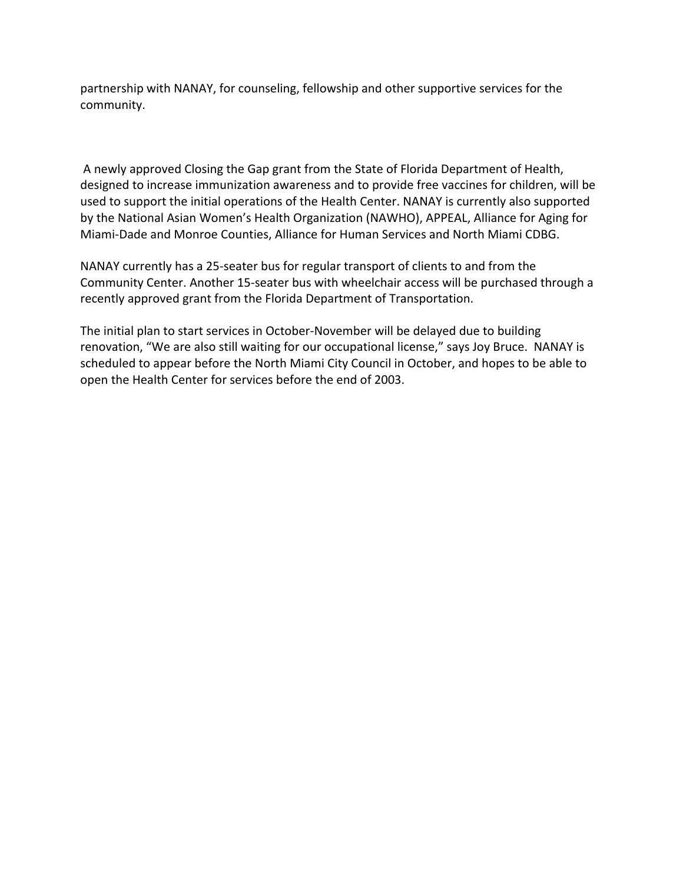partnership with NANAY, for counseling, fellowship and other supportive services for the community.

A newly approved Closing the Gap grant from the State of Florida Department of Health, designed to increase immunization awareness and to provide free vaccines for children, will be used to support the initial operations of the Health Center. NANAY is currently also supported by the National Asian Women's Health Organization (NAWHO), APPEAL, Alliance for Aging for Miami-Dade and Monroe Counties, Alliance for Human Services and North Miami CDBG.

NANAY currently has a 25-seater bus for regular transport of clients to and from the Community Center. Another 15-seater bus with wheelchair access will be purchased through a recently approved grant from the Florida Department of Transportation.

The initial plan to start services in October-November will be delayed due to building renovation, "We are also still waiting for our occupational license," says Joy Bruce. NANAY is scheduled to appear before the North Miami City Council in October, and hopes to be able to open the Health Center for services before the end of 2003.